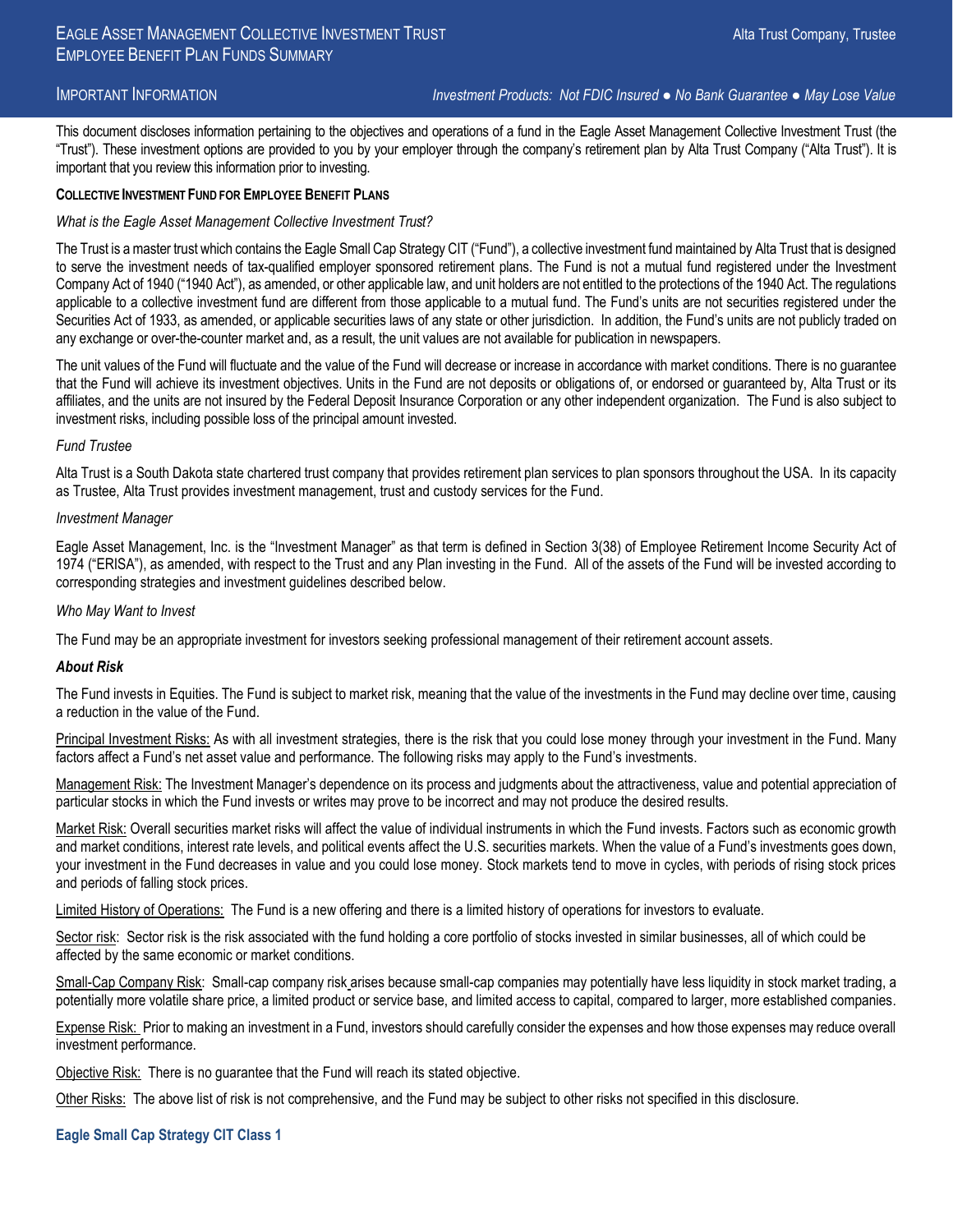# Eagle Asset Management Collective Investment Trust
## Employee Benefit Plan Funds Summary

Alta Trust Company, Trustee

**Important Information** — *Investment Products: Not FDIC Insured ● No Bank Guarantee ● May Lose Value*

This document discloses information pertaining to the objectives and operations of a fund in the Eagle Asset Management Collective Investment Trust (the "Trust"). These investment options are provided to you by your employer through the company's retirement plan by Alta Trust Company ("Alta Trust"). It is important that you review this information prior to investing.

### Collective Investment Fund for Employee Benefit Plans

*What is the Eagle Asset Management Collective Investment Trust?*

The Trust is a master trust which contains the Eagle Small Cap Strategy CIT ("Fund"), a collective investment fund maintained by Alta Trust that is designed to serve the investment needs of tax-qualified employer sponsored retirement plans. The Fund is not a mutual fund registered under the Investment Company Act of 1940 ("1940 Act"), as amended, or other applicable law, and unit holders are not entitled to the protections of the 1940 Act. The regulations applicable to a collective investment fund are different from those applicable to a mutual fund. The Fund's units are not securities registered under the Securities Act of 1933, as amended, or applicable securities laws of any state or other jurisdiction. In addition, the Fund's units are not publicly traded on any exchange or over-the-counter market and, as a result, the unit values are not available for publication in newspapers.

The unit values of the Fund will fluctuate and the value of the Fund will decrease or increase in accordance with market conditions. There is no guarantee that the Fund will achieve its investment objectives. Units in the Fund are not deposits or obligations of, or endorsed or guaranteed by, Alta Trust or its affiliates, and the units are not insured by the Federal Deposit Insurance Corporation or any other independent organization. The Fund is also subject to investment risks, including possible loss of the principal amount invested.

*Fund Trustee*

Alta Trust is a South Dakota state chartered trust company that provides retirement plan services to plan sponsors throughout the USA. In its capacity as Trustee, Alta Trust provides investment management, trust and custody services for the Fund.

*Investment Manager*

Eagle Asset Management, Inc. is the "Investment Manager" as that term is defined in Section 3(38) of Employee Retirement Income Security Act of 1974 ("ERISA"), as amended, with respect to the Trust and any Plan investing in the Fund. All of the assets of the Fund will be invested according to corresponding strategies and investment guidelines described below.

*Who May Want to Invest*

The Fund may be an appropriate investment for investors seeking professional management of their retirement account assets.

***About Risk***

The Fund invests in Equities. The Fund is subject to market risk, meaning that the value of the investments in the Fund may decline over time, causing a reduction in the value of the Fund.

Principal Investment Risks: As with all investment strategies, there is the risk that you could lose money through your investment in the Fund. Many factors affect a Fund's net asset value and performance. The following risks may apply to the Fund's investments.

Management Risk: The Investment Manager's dependence on its process and judgments about the attractiveness, value and potential appreciation of particular stocks in which the Fund invests or writes may prove to be incorrect and may not produce the desired results.

Market Risk: Overall securities market risks will affect the value of individual instruments in which the Fund invests. Factors such as economic growth and market conditions, interest rate levels, and political events affect the U.S. securities markets. When the value of a Fund's investments goes down, your investment in the Fund decreases in value and you could lose money. Stock markets tend to move in cycles, with periods of rising stock prices and periods of falling stock prices.

Limited History of Operations: The Fund is a new offering and there is a limited history of operations for investors to evaluate.

Sector risk: Sector risk is the risk associated with the fund holding a core portfolio of stocks invested in similar businesses, all of which could be affected by the same economic or market conditions.

Small-Cap Company Risk: Small-cap company risk arises because small-cap companies may potentially have less liquidity in stock market trading, a potentially more volatile share price, a limited product or service base, and limited access to capital, compared to larger, more established companies.

Expense Risk: Prior to making an investment in a Fund, investors should carefully consider the expenses and how those expenses may reduce overall investment performance.

Objective Risk: There is no guarantee that the Fund will reach its stated objective.

Other Risks: The above list of risk is not comprehensive, and the Fund may be subject to other risks not specified in this disclosure.

### Eagle Small Cap Strategy CIT Class 1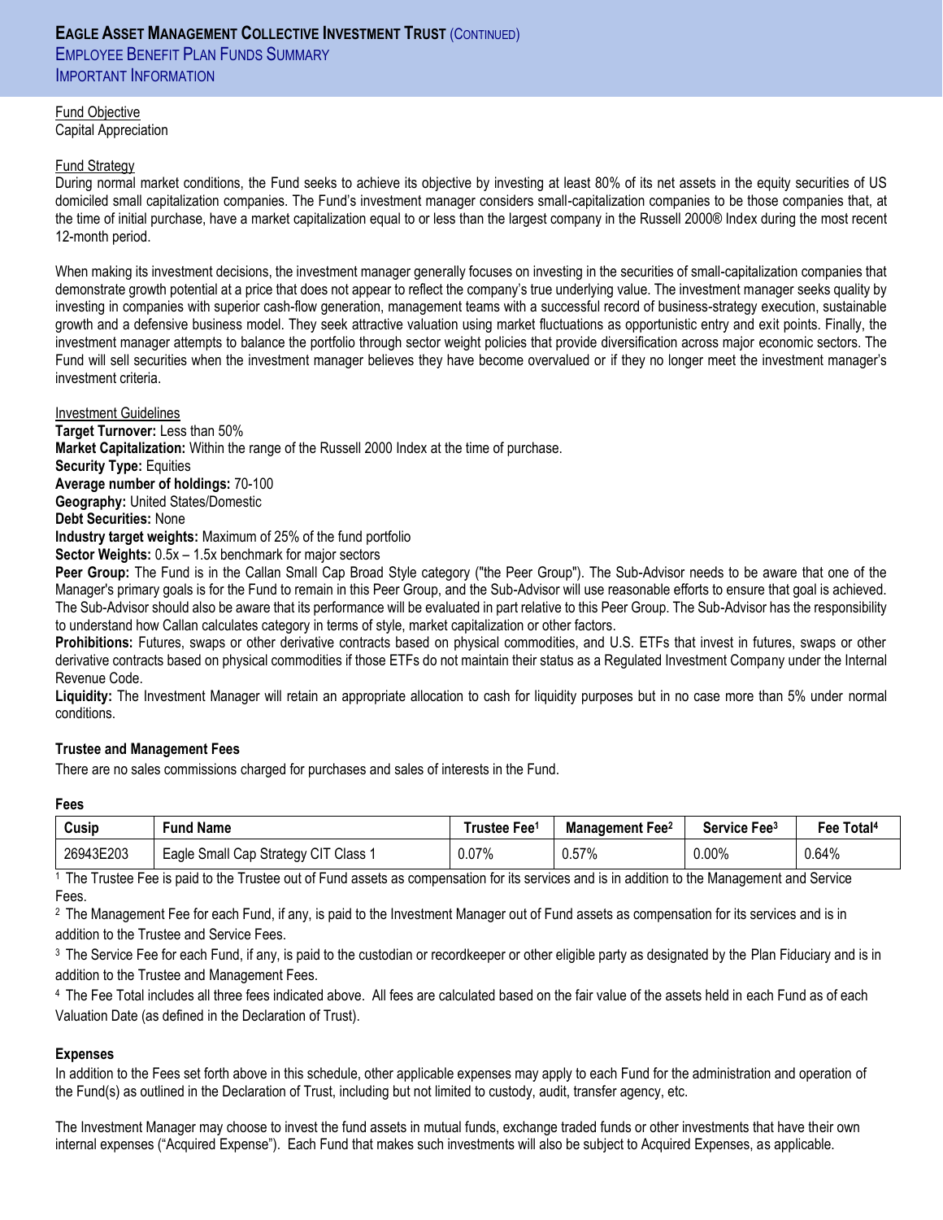# Eagle Asset Management Collective Investment Trust (Continued)
## Employee Benefit Plan Funds Summary
## Important Information

Fund Objective
Capital Appreciation

Fund Strategy
During normal market conditions, the Fund seeks to achieve its objective by investing at least 80% of its net assets in the equity securities of US domiciled small capitalization companies. The Fund's investment manager considers small-capitalization companies to be those companies that, at the time of initial purchase, have a market capitalization equal to or less than the largest company in the Russell 2000® Index during the most recent 12-month period.

When making its investment decisions, the investment manager generally focuses on investing in the securities of small-capitalization companies that demonstrate growth potential at a price that does not appear to reflect the company's true underlying value. The investment manager seeks quality by investing in companies with superior cash-flow generation, management teams with a successful record of business-strategy execution, sustainable growth and a defensive business model. They seek attractive valuation using market fluctuations as opportunistic entry and exit points. Finally, the investment manager attempts to balance the portfolio through sector weight policies that provide diversification across major economic sectors. The Fund will sell securities when the investment manager believes they have become overvalued or if they no longer meet the investment manager's investment criteria.

Investment Guidelines
**Target Turnover:** Less than 50%
**Market Capitalization:** Within the range of the Russell 2000 Index at the time of purchase.
**Security Type:** Equities
**Average number of holdings:** 70-100
**Geography:** United States/Domestic
**Debt Securities:** None
**Industry target weights:** Maximum of 25% of the fund portfolio
**Sector Weights:** 0.5x – 1.5x benchmark for major sectors
**Peer Group:** The Fund is in the Callan Small Cap Broad Style category ("the Peer Group"). The Sub-Advisor needs to be aware that one of the Manager's primary goals is for the Fund to remain in this Peer Group, and the Sub-Advisor will use reasonable efforts to ensure that goal is achieved. The Sub-Advisor should also be aware that its performance will be evaluated in part relative to this Peer Group. The Sub-Advisor has the responsibility to understand how Callan calculates category in terms of style, market capitalization or other factors.
**Prohibitions:** Futures, swaps or other derivative contracts based on physical commodities, and U.S. ETFs that invest in futures, swaps or other derivative contracts based on physical commodities if those ETFs do not maintain their status as a Regulated Investment Company under the Internal Revenue Code.
**Liquidity:** The Investment Manager will retain an appropriate allocation to cash for liquidity purposes but in no case more than 5% under normal conditions.

### Trustee and Management Fees

There are no sales commissions charged for purchases and sales of interests in the Fund.

**Fees**

| Cusip | Fund Name | Trustee Fee[1] | Management Fee[2] | Service Fee[3] | Fee Total[4] |
|---|---|---|---|---|---|
| 26943E203 | Eagle Small Cap Strategy CIT Class 1 | 0.07% | 0.57% | 0.00% | 0.64% |

[1] The Trustee Fee is paid to the Trustee out of Fund assets as compensation for its services and is in addition to the Management and Service Fees.

[2] The Management Fee for each Fund, if any, is paid to the Investment Manager out of Fund assets as compensation for its services and is in addition to the Trustee and Service Fees.

[3] The Service Fee for each Fund, if any, is paid to the custodian or recordkeeper or other eligible party as designated by the Plan Fiduciary and is in addition to the Trustee and Management Fees.

[4] The Fee Total includes all three fees indicated above. All fees are calculated based on the fair value of the assets held in each Fund as of each Valuation Date (as defined in the Declaration of Trust).

### Expenses

In addition to the Fees set forth above in this schedule, other applicable expenses may apply to each Fund for the administration and operation of the Fund(s) as outlined in the Declaration of Trust, including but not limited to custody, audit, transfer agency, etc.

The Investment Manager may choose to invest the fund assets in mutual funds, exchange traded funds or other investments that have their own internal expenses ("Acquired Expense"). Each Fund that makes such investments will also be subject to Acquired Expenses, as applicable.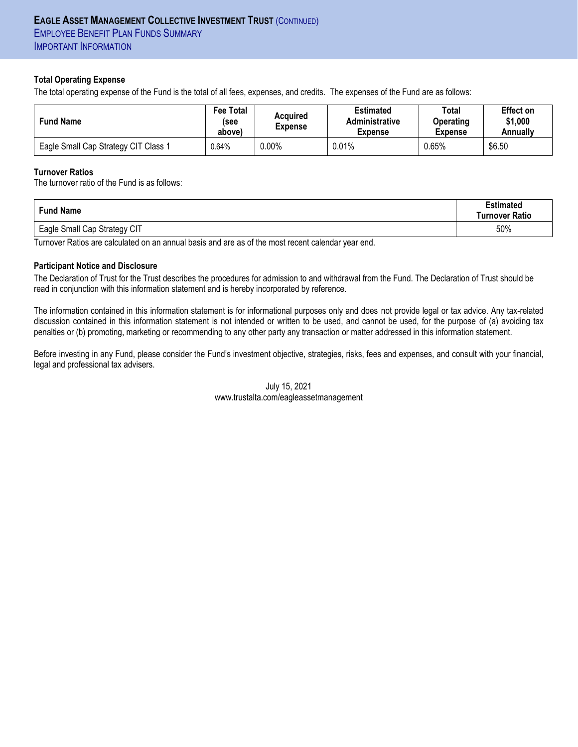### Total Operating Expense

The total operating expense of the Fund is the total of all fees, expenses, and credits. The expenses of the Fund are as follows:

| Fund Name | Fee Total (see above) | Acquired Expense | Estimated Administrative Expense | Total Operating Expense | Effect on $1,000 Annually |
|---|---|---|---|---|---|
| Eagle Small Cap Strategy CIT Class 1 | 0.64% | 0.00% | 0.01% | 0.65% | $6.50 |

### Turnover Ratios

The turnover ratio of the Fund is as follows:

| Fund Name | Estimated Turnover Ratio |
|---|---|
| Eagle Small Cap Strategy CIT | 50% |

Turnover Ratios are calculated on an annual basis and are as of the most recent calendar year end.

### Participant Notice and Disclosure

The Declaration of Trust for the Trust describes the procedures for admission to and withdrawal from the Fund. The Declaration of Trust should be read in conjunction with this information statement and is hereby incorporated by reference.

The information contained in this information statement is for informational purposes only and does not provide legal or tax advice. Any tax-related discussion contained in this information statement is not intended or written to be used, and cannot be used, for the purpose of (a) avoiding tax penalties or (b) promoting, marketing or recommending to any other party any transaction or matter addressed in this information statement.

Before investing in any Fund, please consider the Fund's investment objective, strategies, risks, fees and expenses, and consult with your financial, legal and professional tax advisers.

July 15, 2021
www.trustalta.com/eagleassetmanagement